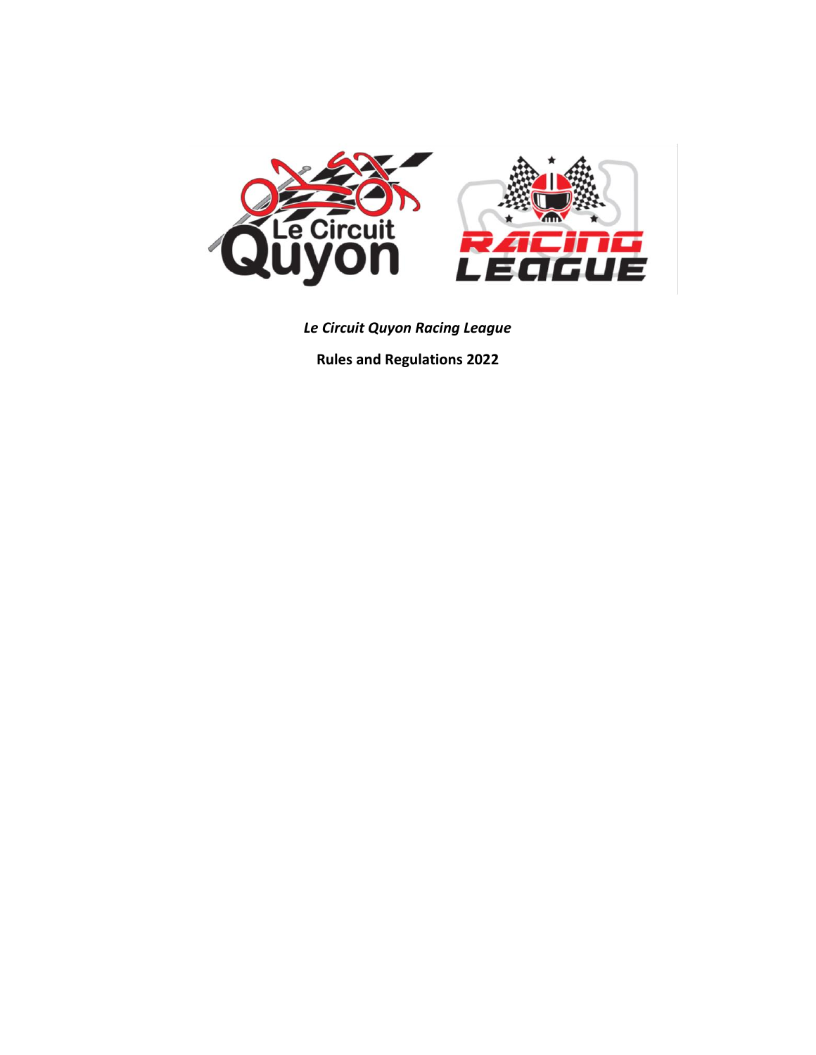*Le Circuit Quyon Racing League*

**Rules and Regulations 2022**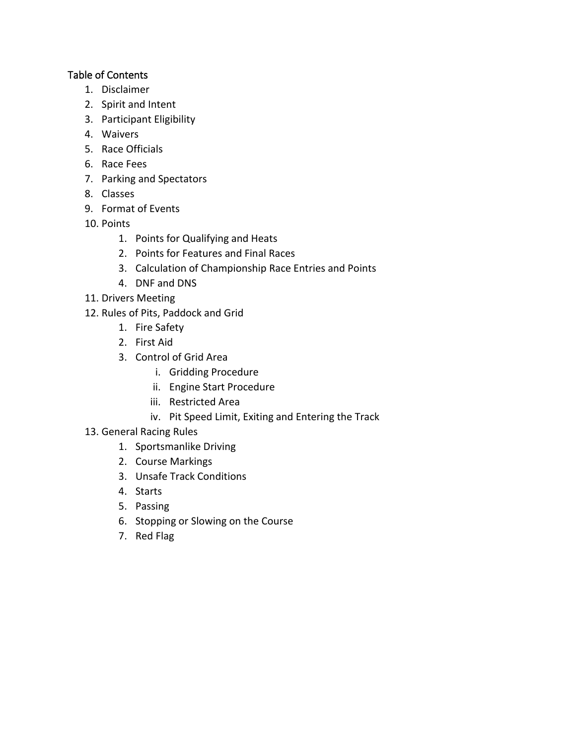## Table of Contents

1. Disclaimer
2. Spirit and Intent
3. Participant Eligibility
4. Waivers
5. Race Officials
6. Race Fees
7. Parking and Spectators
8. Classes
9. Format of Events
10. Points
    1. Points for Qualifying and Heats
    2. Points for Features and Final Races
    3. Calculation of Championship Race Entries and Points
    4. DNF and DNS
11. Drivers Meeting
12. Rules of Pits, Paddock and Grid
    1. Fire Safety
    2. First Aid
    3. Control of Grid Area
        i. Gridding Procedure
        ii. Engine Start Procedure
        iii. Restricted Area
        iv. Pit Speed Limit, Exiting and Entering the Track
13. General Racing Rules
    1. Sportsmanlike Driving
    2. Course Markings
    3. Unsafe Track Conditions
    4. Starts
    5. Passing
    6. Stopping or Slowing on the Course
    7. Red Flag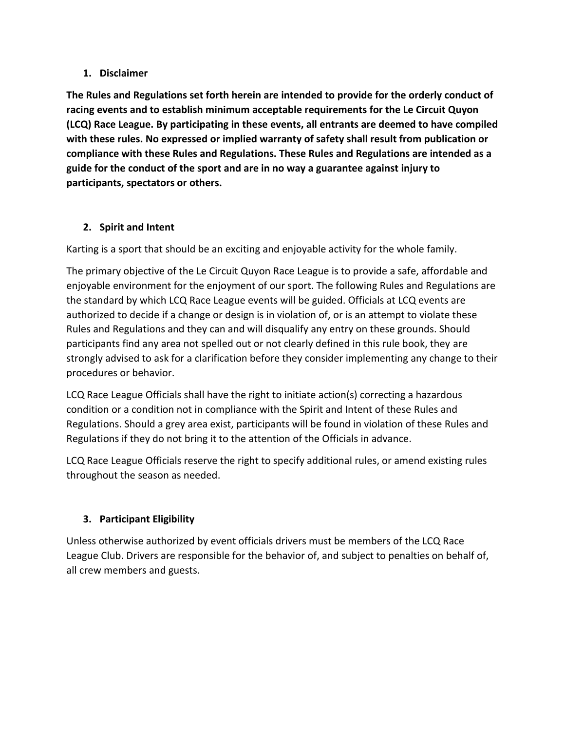## 1. Disclaimer

**The Rules and Regulations set forth herein are intended to provide for the orderly conduct of racing events and to establish minimum acceptable requirements for the Le Circuit Quyon (LCQ) Race League. By participating in these events, all entrants are deemed to have compiled with these rules. No expressed or implied warranty of safety shall result from publication or compliance with these Rules and Regulations. These Rules and Regulations are intended as a guide for the conduct of the sport and are in no way a guarantee against injury to participants, spectators or others.**

## 2. Spirit and Intent

Karting is a sport that should be an exciting and enjoyable activity for the whole family.

The primary objective of the Le Circuit Quyon Race League is to provide a safe, affordable and enjoyable environment for the enjoyment of our sport. The following Rules and Regulations are the standard by which LCQ Race League events will be guided. Officials at LCQ events are authorized to decide if a change or design is in violation of, or is an attempt to violate these Rules and Regulations and they can and will disqualify any entry on these grounds. Should participants find any area not spelled out or not clearly defined in this rule book, they are strongly advised to ask for a clarification before they consider implementing any change to their procedures or behavior.

LCQ Race League Officials shall have the right to initiate action(s) correcting a hazardous condition or a condition not in compliance with the Spirit and Intent of these Rules and Regulations. Should a grey area exist, participants will be found in violation of these Rules and Regulations if they do not bring it to the attention of the Officials in advance.

LCQ Race League Officials reserve the right to specify additional rules, or amend existing rules throughout the season as needed.

## 3. Participant Eligibility

Unless otherwise authorized by event officials drivers must be members of the LCQ Race League Club. Drivers are responsible for the behavior of, and subject to penalties on behalf of, all crew members and guests.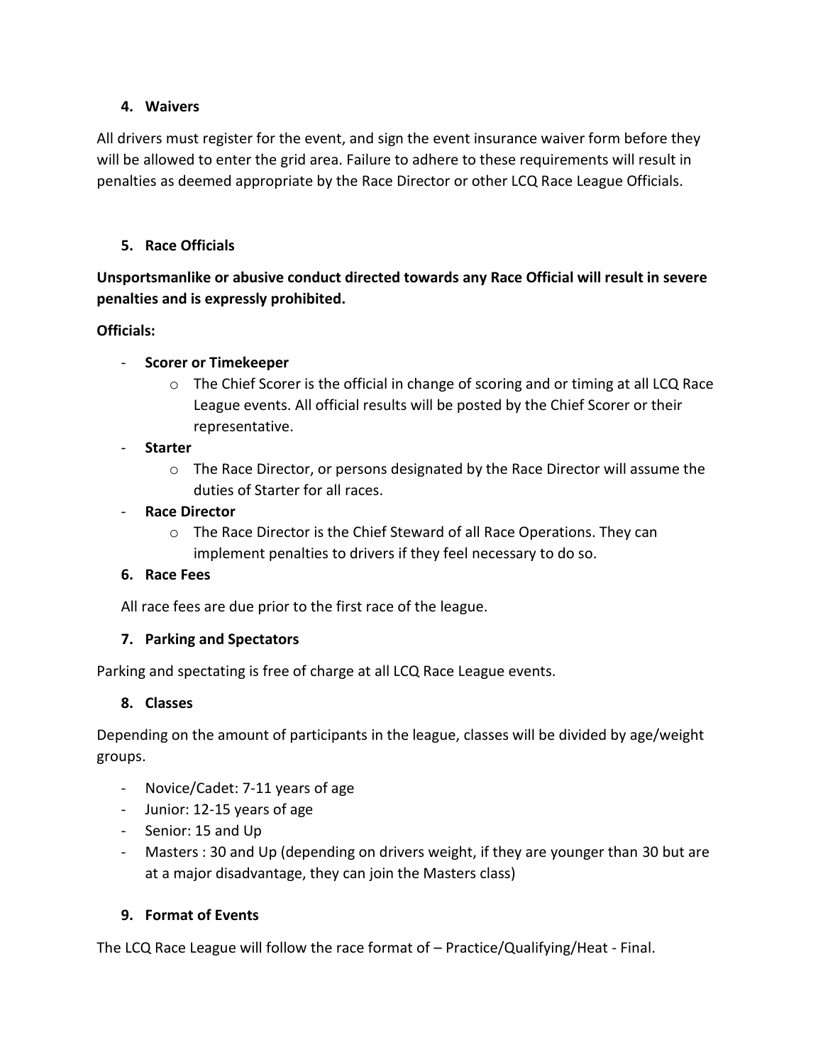## 4. Waivers

All drivers must register for the event, and sign the event insurance waiver form before they will be allowed to enter the grid area. Failure to adhere to these requirements will result in penalties as deemed appropriate by the Race Director or other LCQ Race League Officials.

## 5. Race Officials

**Unsportsmanlike or abusive conduct directed towards any Race Official will result in severe penalties and is expressly prohibited.**

**Officials:**

- **Scorer or Timekeeper**
  - The Chief Scorer is the official in change of scoring and or timing at all LCQ Race League events. All official results will be posted by the Chief Scorer or their representative.
- **Starter**
  - The Race Director, or persons designated by the Race Director will assume the duties of Starter for all races.
- **Race Director**
  - The Race Director is the Chief Steward of all Race Operations. They can implement penalties to drivers if they feel necessary to do so.

## 6. Race Fees

All race fees are due prior to the first race of the league.

## 7. Parking and Spectators

Parking and spectating is free of charge at all LCQ Race League events.

## 8. Classes

Depending on the amount of participants in the league, classes will be divided by age/weight groups.

- Novice/Cadet: 7-11 years of age
- Junior: 12-15 years of age
- Senior: 15 and Up
- Masters : 30 and Up (depending on drivers weight, if they are younger than 30 but are at a major disadvantage, they can join the Masters class)

## 9. Format of Events

The LCQ Race League will follow the race format of – Practice/Qualifying/Heat - Final.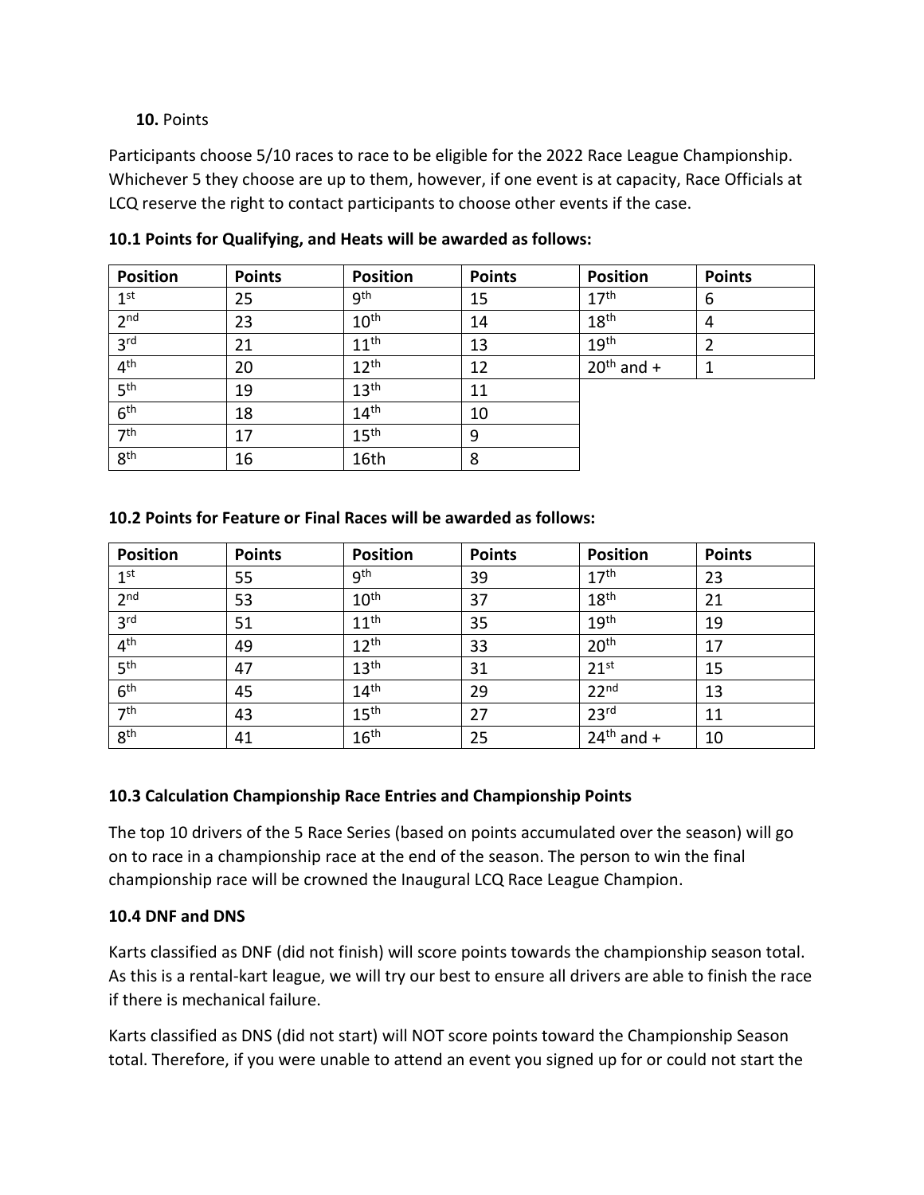**10.** Points

Participants choose 5/10 races to race to be eligible for the 2022 Race League Championship. Whichever 5 they choose are up to them, however, if one event is at capacity, Race Officials at LCQ reserve the right to contact participants to choose other events if the case.

**10.1 Points for Qualifying, and Heats will be awarded as follows:**

| Position | Points | Position | Points | Position | Points |
|---|---|---|---|---|---|
| 1st | 25 | 9th | 15 | 17th | 6 |
| 2nd | 23 | 10th | 14 | 18th | 4 |
| 3rd | 21 | 11th | 13 | 19th | 2 |
| 4th | 20 | 12th | 12 | 20th and + | 1 |
| 5th | 19 | 13th | 11 | | |
| 6th | 18 | 14th | 10 | | |
| 7th | 17 | 15th | 9 | | |
| 8th | 16 | 16th | 8 | | |

**10.2 Points for Feature or Final Races will be awarded as follows:**

| Position | Points | Position | Points | Position | Points |
|---|---|---|---|---|---|
| 1st | 55 | 9th | 39 | 17th | 23 |
| 2nd | 53 | 10th | 37 | 18th | 21 |
| 3rd | 51 | 11th | 35 | 19th | 19 |
| 4th | 49 | 12th | 33 | 20th | 17 |
| 5th | 47 | 13th | 31 | 21st | 15 |
| 6th | 45 | 14th | 29 | 22nd | 13 |
| 7th | 43 | 15th | 27 | 23rd | 11 |
| 8th | 41 | 16th | 25 | 24th and + | 10 |

**10.3 Calculation Championship Race Entries and Championship Points**

The top 10 drivers of the 5 Race Series (based on points accumulated over the season) will go on to race in a championship race at the end of the season. The person to win the final championship race will be crowned the Inaugural LCQ Race League Champion.

**10.4 DNF and DNS**

Karts classified as DNF (did not finish) will score points towards the championship season total. As this is a rental-kart league, we will try our best to ensure all drivers are able to finish the race if there is mechanical failure.

Karts classified as DNS (did not start) will NOT score points toward the Championship Season total. Therefore, if you were unable to attend an event you signed up for or could not start the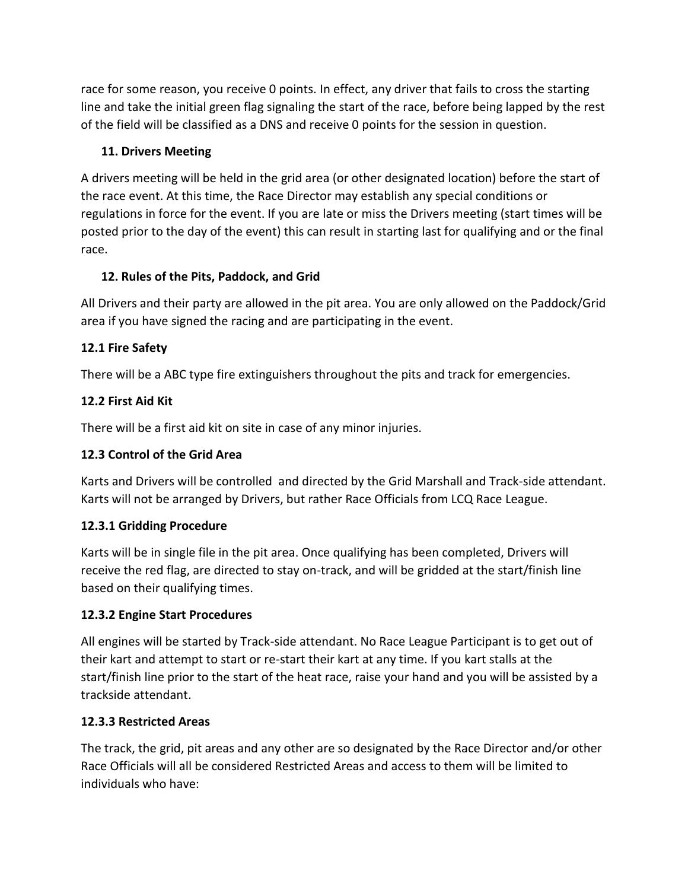race for some reason, you receive 0 points. In effect, any driver that fails to cross the starting line and take the initial green flag signaling the start of the race, before being lapped by the rest of the field will be classified as a DNS and receive 0 points for the session in question.

## 11. Drivers Meeting

A drivers meeting will be held in the grid area (or other designated location) before the start of the race event. At this time, the Race Director may establish any special conditions or regulations in force for the event. If you are late or miss the Drivers meeting (start times will be posted prior to the day of the event) this can result in starting last for qualifying and or the final race.

## 12. Rules of the Pits, Paddock, and Grid

All Drivers and their party are allowed in the pit area. You are only allowed on the Paddock/Grid area if you have signed the racing and are participating in the event.

### 12.1 Fire Safety

There will be a ABC type fire extinguishers throughout the pits and track for emergencies.

### 12.2 First Aid Kit

There will be a first aid kit on site in case of any minor injuries.

### 12.3 Control of the Grid Area

Karts and Drivers will be controlled and directed by the Grid Marshall and Track-side attendant. Karts will not be arranged by Drivers, but rather Race Officials from LCQ Race League.

#### 12.3.1 Gridding Procedure

Karts will be in single file in the pit area. Once qualifying has been completed, Drivers will receive the red flag, are directed to stay on-track, and will be gridded at the start/finish line based on their qualifying times.

#### 12.3.2 Engine Start Procedures

All engines will be started by Track-side attendant. No Race League Participant is to get out of their kart and attempt to start or re-start their kart at any time. If you kart stalls at the start/finish line prior to the start of the heat race, raise your hand and you will be assisted by a trackside attendant.

#### 12.3.3 Restricted Areas

The track, the grid, pit areas and any other are so designated by the Race Director and/or other Race Officials will all be considered Restricted Areas and access to them will be limited to individuals who have: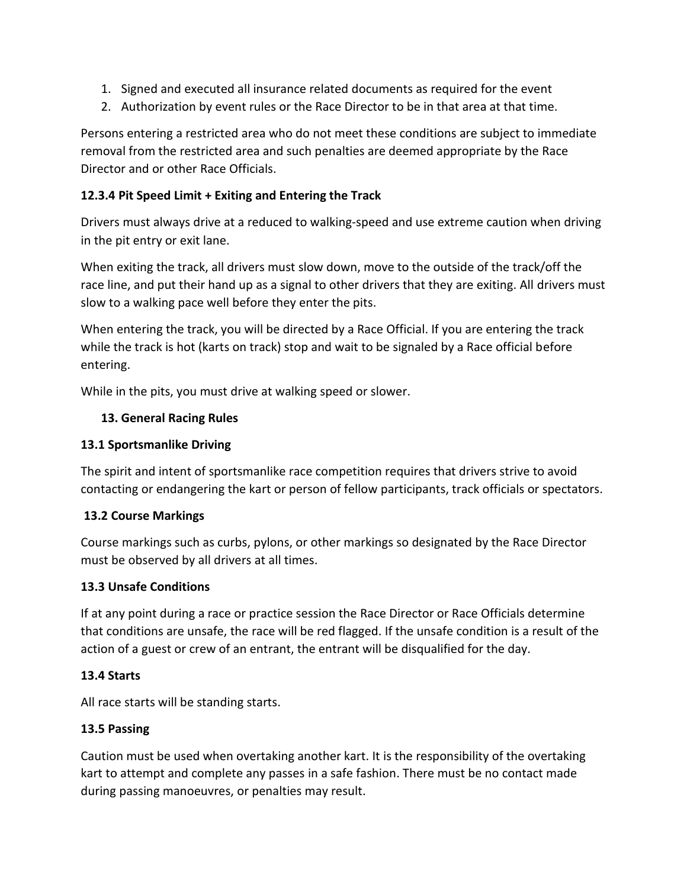1. Signed and executed all insurance related documents as required for the event
2. Authorization by event rules or the Race Director to be in that area at that time.

Persons entering a restricted area who do not meet these conditions are subject to immediate removal from the restricted area and such penalties are deemed appropriate by the Race Director and or other Race Officials.

#### 12.3.4 Pit Speed Limit + Exiting and Entering the Track

Drivers must always drive at a reduced to walking-speed and use extreme caution when driving in the pit entry or exit lane.

When exiting the track, all drivers must slow down, move to the outside of the track/off the race line, and put their hand up as a signal to other drivers that they are exiting. All drivers must slow to a walking pace well before they enter the pits.

When entering the track, you will be directed by a Race Official. If you are entering the track while the track is hot (karts on track) stop and wait to be signaled by a Race official before entering.

While in the pits, you must drive at walking speed or slower.

## 13. General Racing Rules

### 13.1 Sportsmanlike Driving

The spirit and intent of sportsmanlike race competition requires that drivers strive to avoid contacting or endangering the kart or person of fellow participants, track officials or spectators.

### 13.2 Course Markings

Course markings such as curbs, pylons, or other markings so designated by the Race Director must be observed by all drivers at all times.

### 13.3 Unsafe Conditions

If at any point during a race or practice session the Race Director or Race Officials determine that conditions are unsafe, the race will be red flagged. If the unsafe condition is a result of the action of a guest or crew of an entrant, the entrant will be disqualified for the day.

### 13.4 Starts

All race starts will be standing starts.

### 13.5 Passing

Caution must be used when overtaking another kart. It is the responsibility of the overtaking kart to attempt and complete any passes in a safe fashion. There must be no contact made during passing manoeuvres, or penalties may result.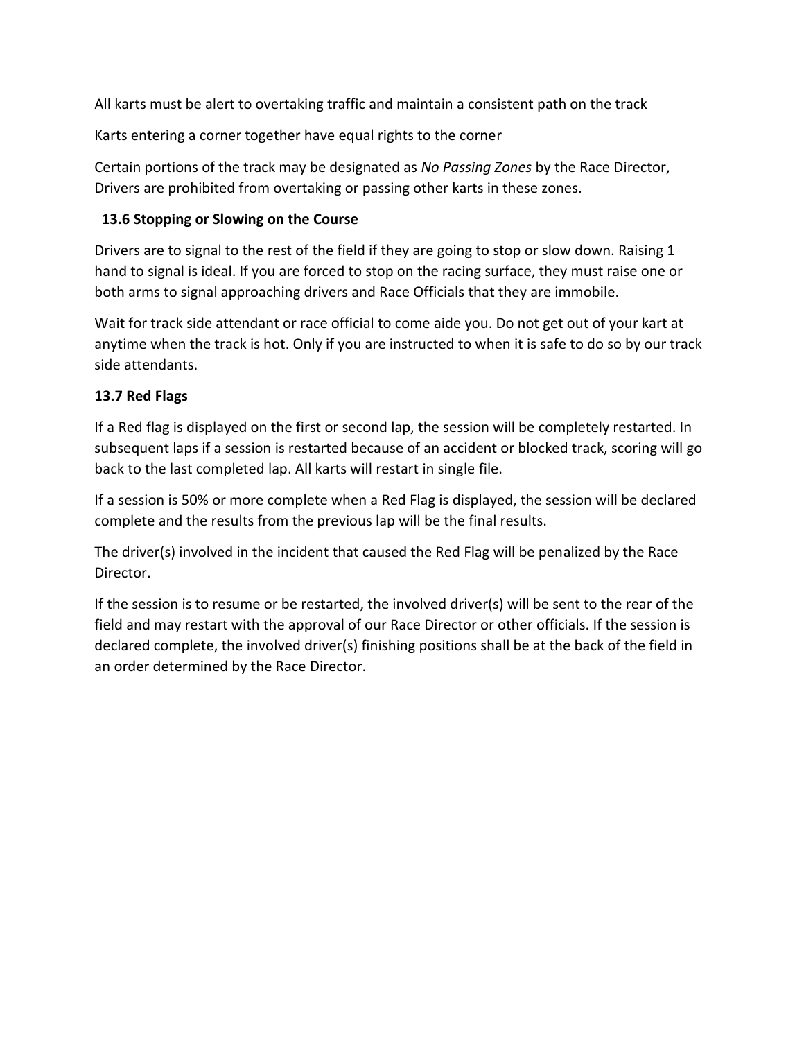All karts must be alert to overtaking traffic and maintain a consistent path on the track

Karts entering a corner together have equal rights to the corner

Certain portions of the track may be designated as *No Passing Zones* by the Race Director, Drivers are prohibited from overtaking or passing other karts in these zones.

### 13.6 Stopping or Slowing on the Course

Drivers are to signal to the rest of the field if they are going to stop or slow down. Raising 1 hand to signal is ideal. If you are forced to stop on the racing surface, they must raise one or both arms to signal approaching drivers and Race Officials that they are immobile.

Wait for track side attendant or race official to come aide you. Do not get out of your kart at anytime when the track is hot. Only if you are instructed to when it is safe to do so by our track side attendants.

### 13.7 Red Flags

If a Red flag is displayed on the first or second lap, the session will be completely restarted. In subsequent laps if a session is restarted because of an accident or blocked track, scoring will go back to the last completed lap. All karts will restart in single file.

If a session is 50% or more complete when a Red Flag is displayed, the session will be declared complete and the results from the previous lap will be the final results.

The driver(s) involved in the incident that caused the Red Flag will be penalized by the Race Director.

If the session is to resume or be restarted, the involved driver(s) will be sent to the rear of the field and may restart with the approval of our Race Director or other officials. If the session is declared complete, the involved driver(s) finishing positions shall be at the back of the field in an order determined by the Race Director.